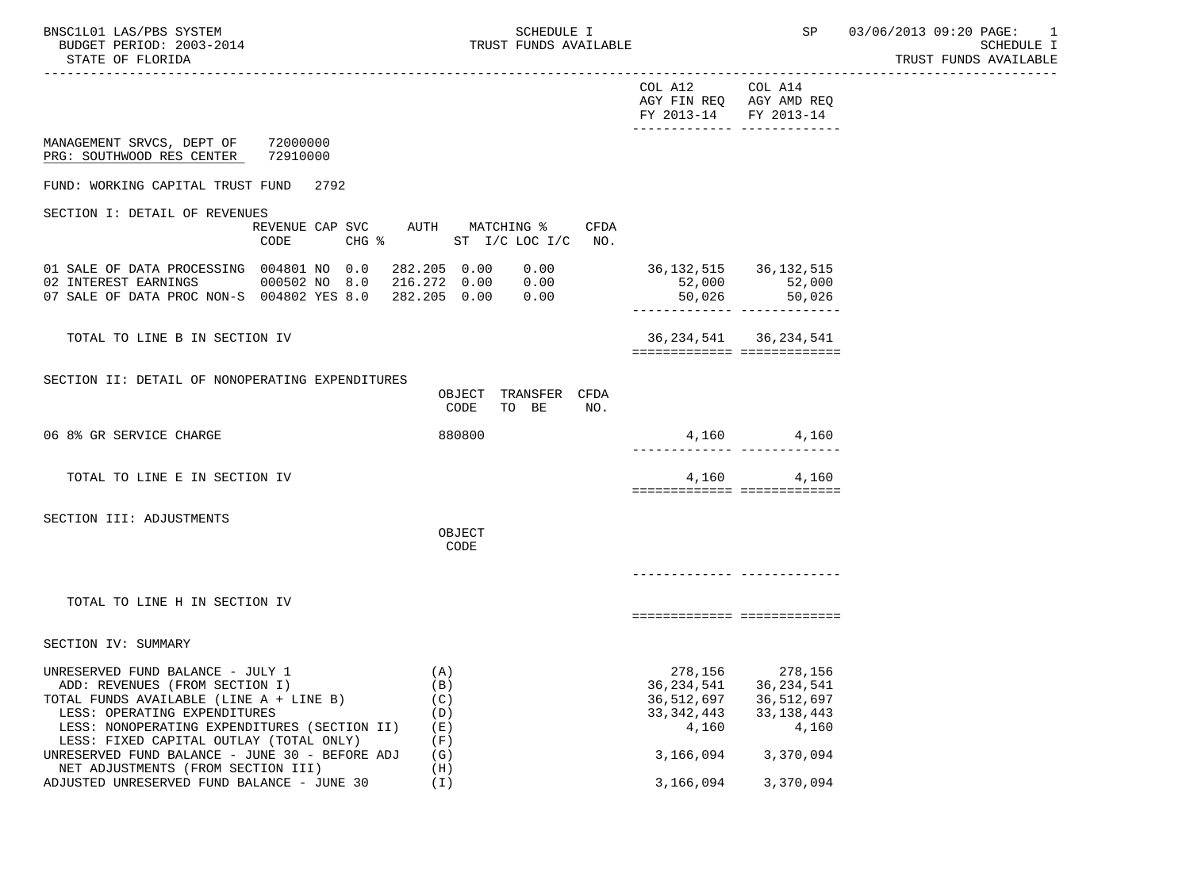BNSC1L01 LAS/PBS SYSTEM — SCHEDULE I — TRUST FUNDS AVAILABLE — SP 03/06/2013 09:20

BUDGET PERIOD: 2003-2014

STATE OF FLORIDA

SCHEDULE I
TRUST FUNDS AVAILABLE

| | COL A12 AGY FIN REQ FY 2013-14 | COL A14 AGY AMD REQ FY 2013-14 |
|---|---|---|

MANAGEMENT SRVCS, DEPT OF 72000000
PRG: SOUTHWOOD RES CENTER 72910000

FUND: WORKING CAPITAL TRUST FUND 2792

## SECTION I: DETAIL OF REVENUES

| | REVENUE CODE | CAP SVC CHG % | AUTH | MATCHING % ST I/C | LOC I/C | CFDA NO. | COL A12 | COL A14 |
|---|---|---|---|---|---|---|---|---|
| 01 SALE OF DATA PROCESSING | 004801 | NO 0.0 | 282.205 | 0.00 | 0.00 | | 36,132,515 | 36,132,515 |
| 02 INTEREST EARNINGS | 000502 | NO 8.0 | 216.272 | 0.00 | 0.00 | | 52,000 | 52,000 |
| 07 SALE OF DATA PROC NON-S | 004802 | YES 8.0 | 282.205 | 0.00 | 0.00 | | 50,026 | 50,026 |
| TOTAL TO LINE B IN SECTION IV | | | | | | | 36,234,541 | 36,234,541 |

## SECTION II: DETAIL OF NONOPERATING EXPENDITURES

| | OBJECT CODE | TRANSFER TO BE | CFDA NO. | COL A12 | COL A14 |
|---|---|---|---|---|---|
| 06 8% GR SERVICE CHARGE | 880800 | | | 4,160 | 4,160 |
| TOTAL TO LINE E IN SECTION IV | | | | 4,160 | 4,160 |

## SECTION III: ADJUSTMENTS

| | OBJECT CODE | COL A12 | COL A14 |
|---|---|---|---|
| TOTAL TO LINE H IN SECTION IV | | | |

## SECTION IV: SUMMARY

| | | COL A12 | COL A14 |
|---|---|---|---|
| UNRESERVED FUND BALANCE - JULY 1 | (A) | 278,156 | 278,156 |
| ADD: REVENUES (FROM SECTION I) | (B) | 36,234,541 | 36,234,541 |
| TOTAL FUNDS AVAILABLE (LINE A + LINE B) | (C) | 36,512,697 | 36,512,697 |
| LESS: OPERATING EXPENDITURES | (D) | 33,342,443 | 33,138,443 |
| LESS: NONOPERATING EXPENDITURES (SECTION II) | (E) | 4,160 | 4,160 |
| LESS: FIXED CAPITAL OUTLAY (TOTAL ONLY) | (F) | | |
| UNRESERVED FUND BALANCE - JUNE 30 - BEFORE ADJ | (G) | 3,166,094 | 3,370,094 |
| NET ADJUSTMENTS (FROM SECTION III) | (H) | | |
| ADJUSTED UNRESERVED FUND BALANCE - JUNE 30 | (I) | 3,166,094 | 3,370,094 |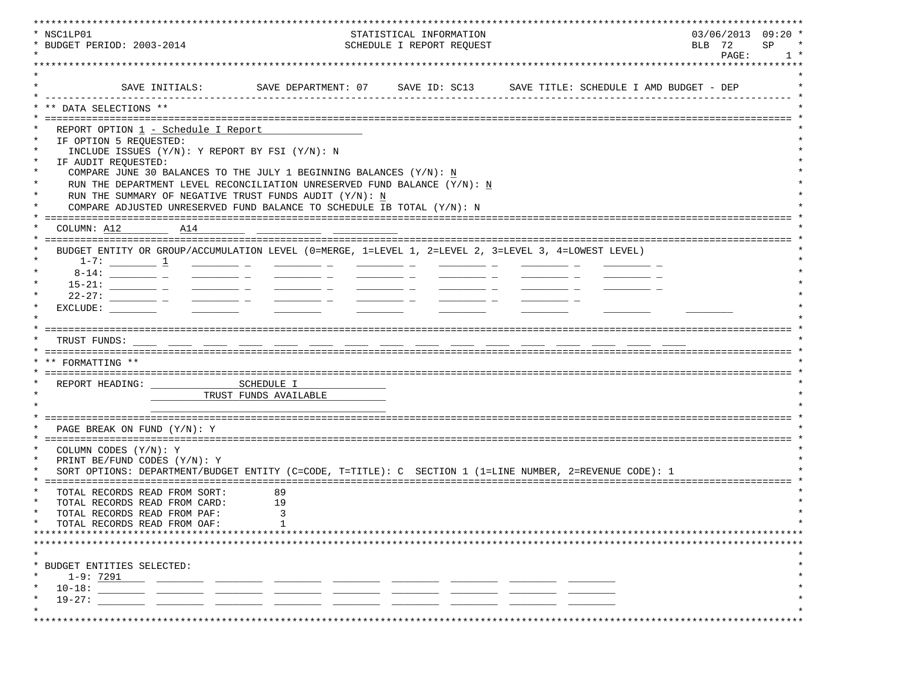```
NSC1LP01                                STATISTICAL INFORMATION                    03/06/2013  09:20
BUDGET PERIOD: 2003-2014                SCHEDULE I REPORT REQUEST                  BLB 72    SP
                                                                                   PAGE:      1

     SAVE INITIALS:       SAVE DEPARTMENT: 07     SAVE ID: SC13     SAVE TITLE: SCHEDULE I AMD BUDGET - DEP
---------------------------------------------------------------------------------------------------------
** DATA SELECTIONS **
=========================================================================================================
  REPORT OPTION 1 - Schedule I Report
  IF OPTION 5 REQUESTED:
    INCLUDE ISSUES (Y/N): Y REPORT BY FSI (Y/N): N
  IF AUDIT REQUESTED:
    COMPARE JUNE 30 BALANCES TO THE JULY 1 BEGINNING BALANCES (Y/N): N
    RUN THE DEPARTMENT LEVEL RECONCILIATION UNRESERVED FUND BALANCE (Y/N): N
    RUN THE SUMMARY OF NEGATIVE TRUST FUNDS AUDIT (Y/N): N
    COMPARE ADJUSTED UNRESERVED FUND BALANCE TO SCHEDULE IB TOTAL (Y/N): N
=========================================================================================================
  COLUMN: A12        A14
=========================================================================================================
  BUDGET ENTITY OR GROUP/ACCUMULATION LEVEL (0=MERGE, 1=LEVEL 1, 2=LEVEL 2, 3=LEVEL 3, 4=LOWEST LEVEL)
      1-7: ________ 1
     8-14:
    15-21:
    22-27:
  EXCLUDE:

=========================================================================================================
  TRUST FUNDS:
=========================================================================================================
** FORMATTING **
=========================================================================================================
  REPORT HEADING:               SCHEDULE I
                          TRUST FUNDS AVAILABLE

=========================================================================================================
  PAGE BREAK ON FUND (Y/N): Y
=========================================================================================================
  COLUMN CODES (Y/N): Y
  PRINT BE/FUND CODES (Y/N): Y
  SORT OPTIONS: DEPARTMENT/BUDGET ENTITY (C=CODE, T=TITLE): C  SECTION 1 (1=LINE NUMBER, 2=REVENUE CODE): 1
=========================================================================================================
  TOTAL RECORDS READ FROM SORT:       89
  TOTAL RECORDS READ FROM CARD:       19
  TOTAL RECORDS READ FROM PAF:         3
  TOTAL RECORDS READ FROM OAF:         1

BUDGET ENTITIES SELECTED:
    1-9: 7291
  10-18:
  19-27:
```